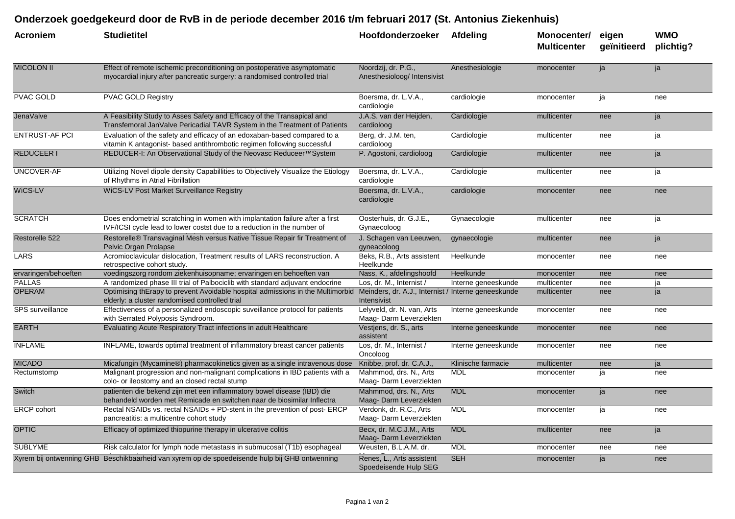# Onderzoek goedgekeurd door de RvB in de periode december 2016 t/m februari 2017 (St. Antonius Ziekenhuis)

| Acroniem | Studietitel | Hoofdonderzoeker | Afdeling | Monocenter/ Multicenter | eigen geïnitieerd | WMO plichtig? |
|---|---|---|---|---|---|---|
| MICOLON II | Effect of remote ischemic preconditioning on postoperative asymptomatic myocardial injury after pancreatic surgery: a randomised controlled trial | Noordzij, dr. P.G., Anesthesioloog/ Intensivist | Anesthesiologie | monocenter | ja | ja |
| PVAC GOLD | PVAC GOLD Registry | Boersma, dr. L.V.A., cardiologie | cardiologie | monocenter | ja | nee |
| JenaValve | A Feasibility Study to Asses Safety and Efficacy of the Transapical and Transfemoral JanValve Pericadial TAVR System in the Treatment of Patients | J.A.S. van der Heijden, cardioloog | Cardiologie | multicenter | nee | ja |
| ENTRUST-AF PCI | Evaluation of the safety and efficacy of an edoxaban-based compared to a vitamin K antagonist- based antithrombotic regimen following successful | Berg, dr. J.M. ten, cardioloog | Cardiologie | multicenter | nee | ja |
| REDUCEER I | REDUCER-I: An Observational Study of the Neovasc Reduceer™System | P. Agostoni, cardioloog | Cardiologie | multicenter | nee | ja |
| UNCOVER-AF | Utilizing Novel dipole density Capabillities to Objectively Visualize the Etiology of Rhythms in Atrial Fibrillation | Boersma, dr. L.V.A., cardiologie | Cardiologie | multicenter | nee | ja |
| WiCS-LV | WiCS-LV Post Market Surveillance Registry | Boersma, dr. L.V.A., cardiologie | cardiologie | monocenter | nee | nee |
| SCRATCH | Does endometrial scratching in women with implantation failure after a first IVF/ICSI cycle lead to lower costst due to a reduction in the number of | Oosterhuis, dr. G.J.E., Gynaecoloog | Gynaecologie | multicenter | nee | ja |
| Restorelle 522 | Restorelle® Transvaginal Mesh versus Native Tissue Repair fir Treatment of Pelvic Organ Prolapse | J. Schagen van Leeuwen, gyneacoloog | gynaecologie | multicenter | nee | ja |
| LARS | Acromioclavicular dislocation, Treatment results of LARS reconstruction. A retrospective cohort study. | Beks, R.B., Arts assistent Heelkunde | Heelkunde | monocenter | nee | nee |
| ervaringen/behoeften | voedingszorg rondom ziekenhuisopname; ervaringen en behoeften van | Nass, K., afdelingshoofd | Heelkunde | monocenter | nee | nee |
| PALLAS | A randomized phase III trial of Palbociclib with standard adjuvant endocrine | Los, dr. M., Internist / | Interne geneeskunde | multicenter | nee | ja |
| OPERAM | Optimising thErapy to prevent Avoidable hospital admissions in the Multimorbid elderly: a cluster randomised controlled trial | Meinders, dr. A.J., Internist / Intensivist | Interne geneeskunde | multicenter | nee | ja |
| SPS surveillance | Effectiveness of a personalized endoscopic suveillance protocol for patients with Serrated Polyposis Syndroom. | Lelyveld, dr. N. van, Arts Maag- Darm Leverziekten | Interne geneeskunde | monocenter | nee | nee |
| EARTH | Evaluating Acute Respiratory Tract infections in adult Healthcare | Vestjens, dr. S., arts assistent | Interne geneeskunde | monocenter | nee | nee |
| INFLAME | INFLAME, towards optimal treatment of inflammatory breast cancer patients | Los, dr. M., Internist / Oncoloog | Interne geneeskunde | monocenter | nee | nee |
| MICADO | Micafungin (Mycamine®) pharmacokinetics given as a single intravenous dose | Knibbe, prof. dr. C.A.J., | Klinische farmacie | multicenter | nee | ja |
| Rectumstomp | Malignant progression and non-malignant complications in IBD patients with a colo- or ileostomy and an closed rectal stump | Mahmmod, drs. N., Arts Maag- Darm Leverziekten | MDL | monocenter | ja | nee |
| Switch | patienten die bekend zijn met een inflammatory bowel disease (IBD) die behandeld worden met Remicade en switchen naar de biosimilar Inflectra | Mahmmod, drs. N., Arts Maag- Darm Leverziekten | MDL | monocenter | ja | nee |
| ERCP cohort | Rectal NSAIDs vs. rectal NSAIDs + PD-stent in the prevention of post- ERCP pancreatitis: a multicentre cohort study | Verdonk, dr. R.C., Arts Maag- Darm Leverziekten | MDL | monocenter | ja | nee |
| OPTIC | Efficacy of optimized thiopurine therapy in ulcerative colitis | Becx, dr. M.C.J.M., Arts Maag- Darm Leverziekten | MDL | multicenter | nee | ja |
| SUBLYME | Risk calculator for lymph node metastasis in submucosal (T1b) esophageal | Weusten, B.L.A.M. dr. | MDL | monocenter | nee | nee |
| Xyrem bij ontwenning GHB | Beschikbaarheid van xyrem op de spoedeisende hulp bij GHB ontwenning | Renes, L., Arts assistent Spoedeisende Hulp SEG | SEH | monocenter | ja | nee |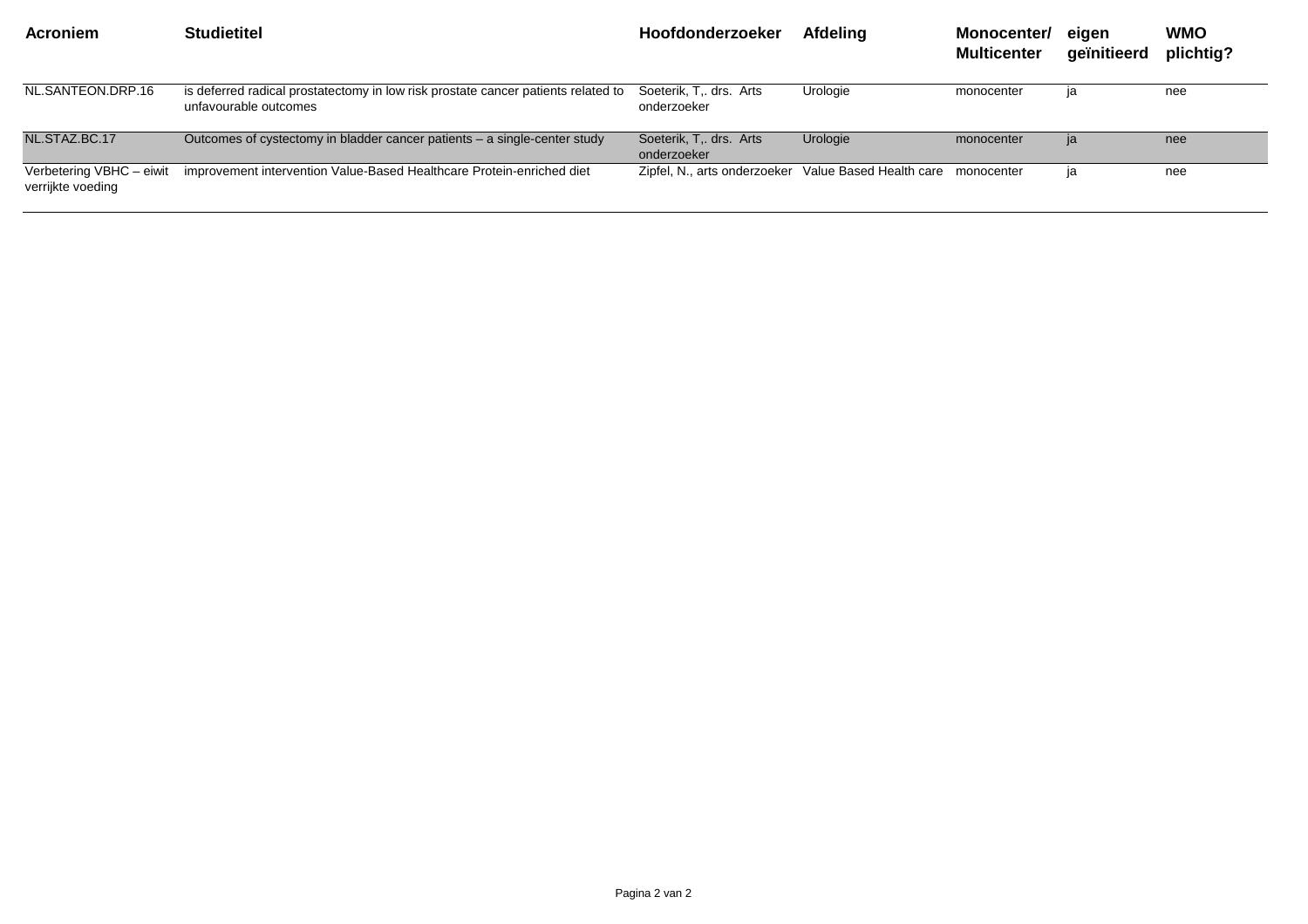| Acroniem | Studietitel | Hoofdonderzoeker | Afdeling | Monocenter/ Multicenter | eigen geïnitieerd | WMO plichtig? |
| --- | --- | --- | --- | --- | --- | --- |
| NL.SANTEON.DRP.16 | is deferred radical prostatectomy in low risk prostate cancer patients related to unfavourable outcomes | Soeterik, T,. drs. Arts onderzoeker | Urologie | monocenter | ja | nee |
| NL.STAZ.BC.17 | Outcomes of cystectomy in bladder cancer patients – a single-center study | Soeterik, T,. drs. Arts onderzoeker | Urologie | monocenter | ja | nee |
| Verbetering VBHC – eiwit verrijkte voeding | improvement intervention Value-Based Healthcare Protein-enriched diet | Zipfel, N., arts onderzoeker | Value Based Health care | monocenter | ja | nee |